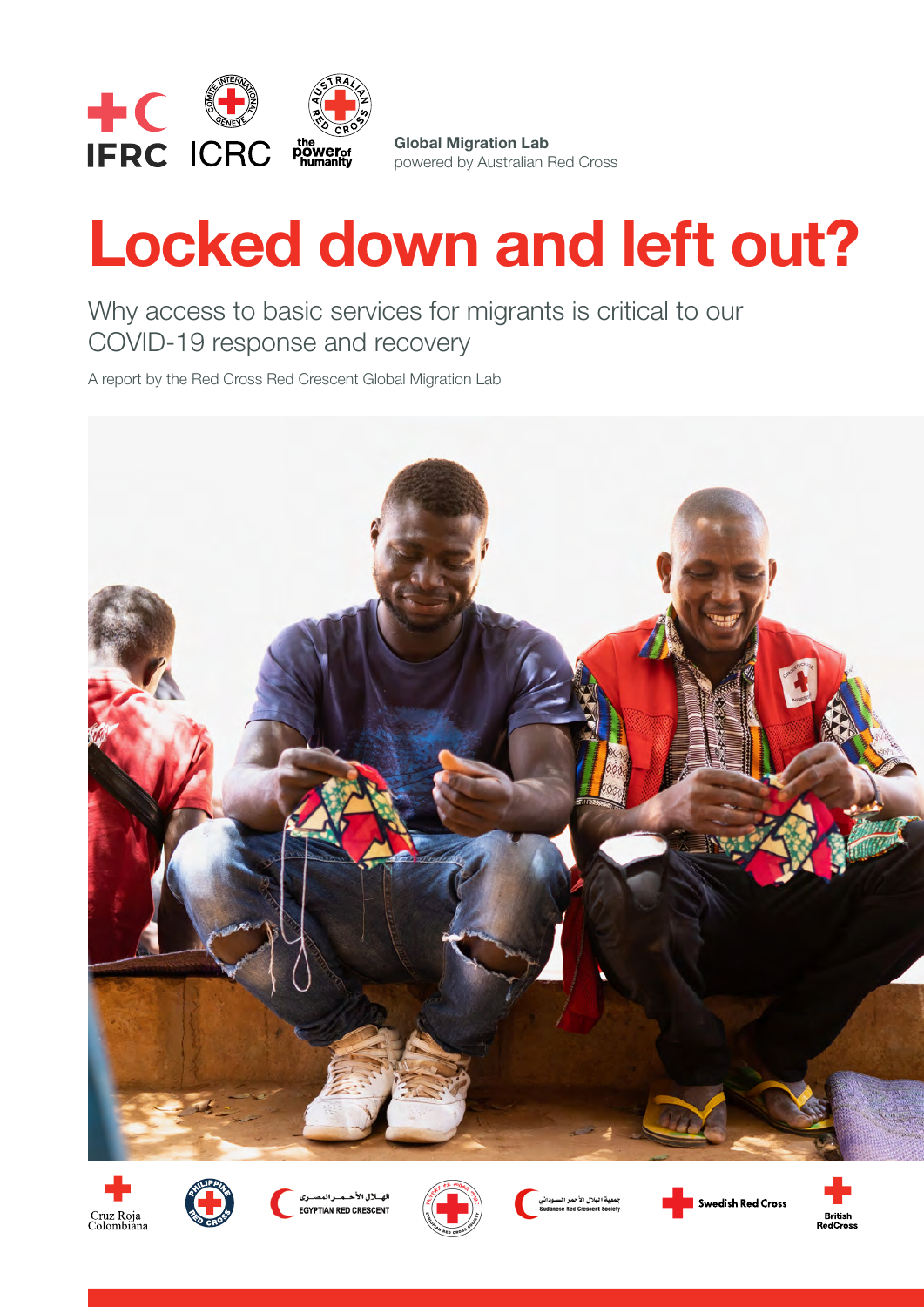Global Migration Lab
powered by Australian Red Cross

# Locked down and left out?

## Why access to basic services for migrants is critical to our COVID-19 response and recovery

A report by the Red Cross Red Crescent Global Migration Lab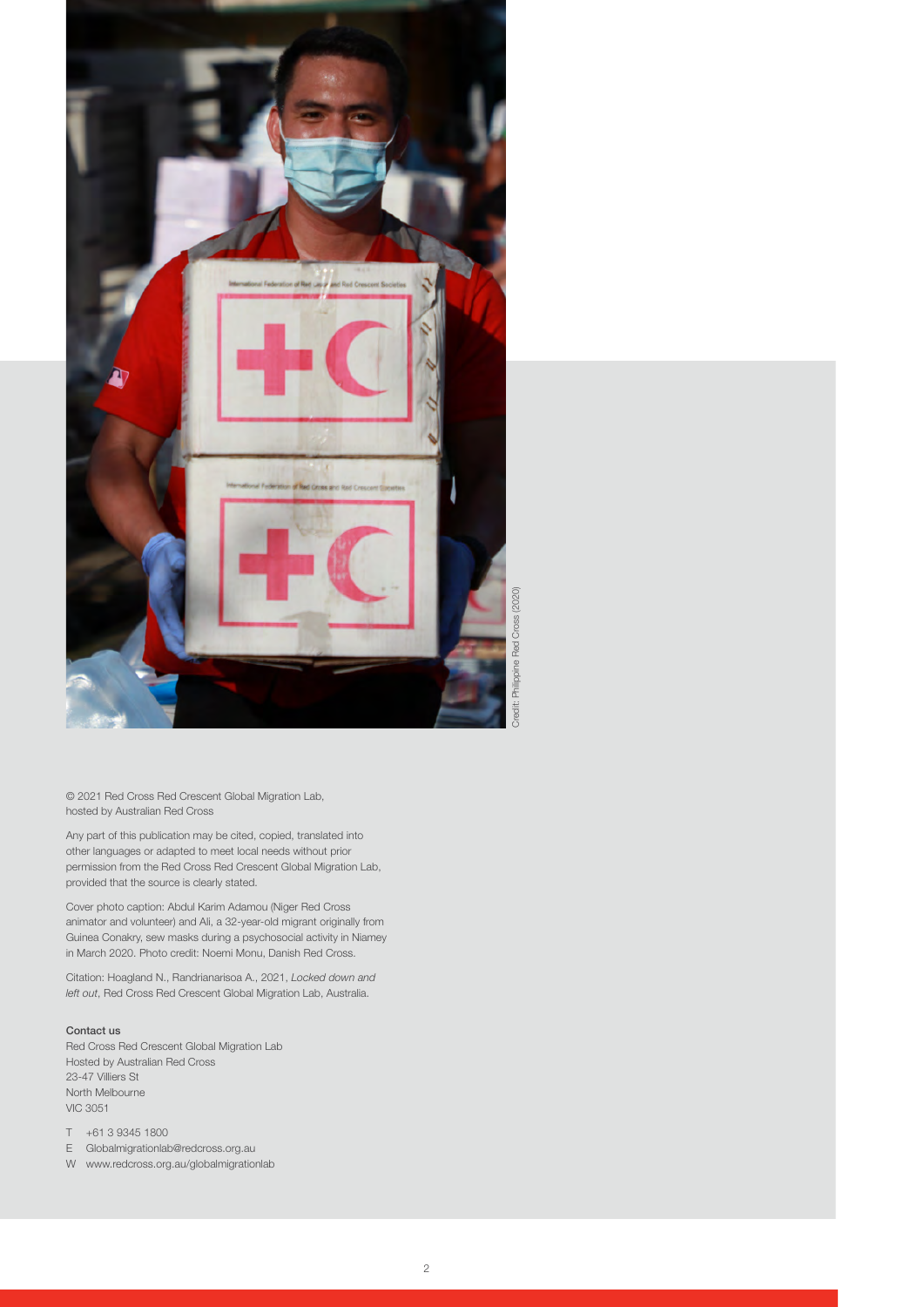Credit: Philippine Red Cross (2020)

© 2021 Red Cross Red Crescent Global Migration Lab, hosted by Australian Red Cross

Any part of this publication may be cited, copied, translated into other languages or adapted to meet local needs without prior permission from the Red Cross Red Crescent Global Migration Lab, provided that the source is clearly stated.

Cover photo caption: Abdul Karim Adamou (Niger Red Cross animator and volunteer) and Ali, a 32-year-old migrant originally from Guinea Conakry, sew masks during a psychosocial activity in Niamey in March 2020. Photo credit: Noemi Monu, Danish Red Cross.

Citation: Hoagland N., Randrianarisoa A., 2021, *Locked down and left out*, Red Cross Red Crescent Global Migration Lab, Australia.

**Contact us**

Red Cross Red Crescent Global Migration Lab
Hosted by Australian Red Cross
23-47 Villiers St
North Melbourne
VIC 3051

T +61 3 9345 1800
E Globalmigrationlab@redcross.org.au
W www.redcross.org.au/globalmigrationlab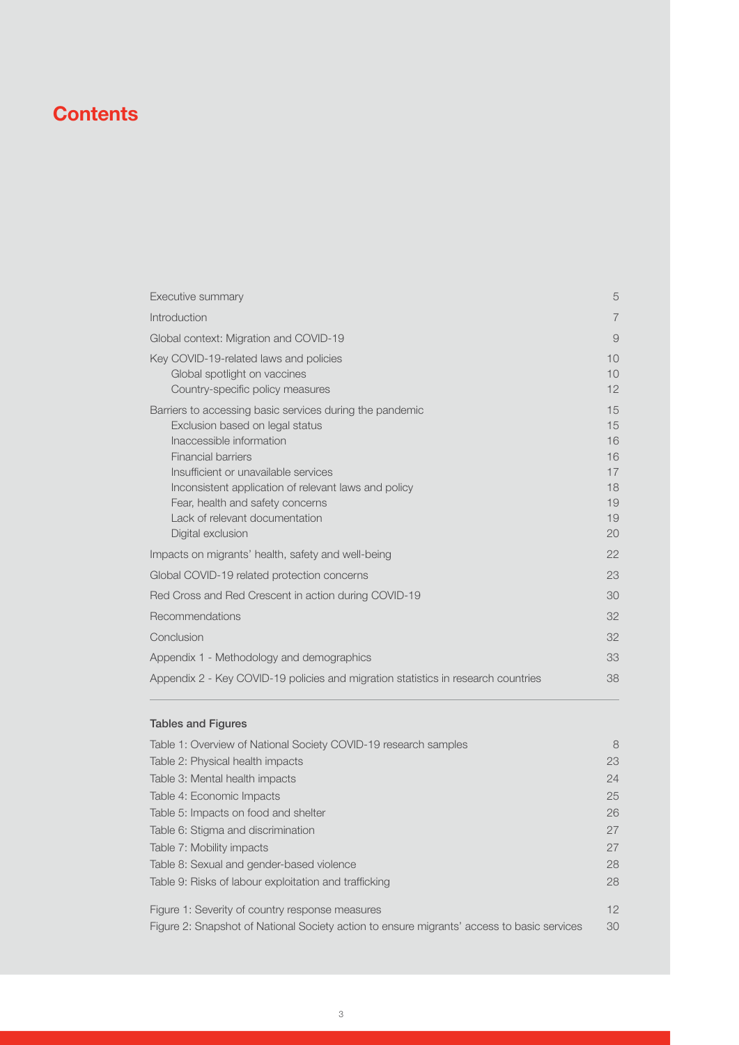# Contents

| | |
|---|---|
| Executive summary | 5 |
| Introduction | 7 |
| Global context: Migration and COVID-19 | 9 |
| Key COVID-19-related laws and policies | 10 |
| Global spotlight on vaccines | 10 |
| Country-specific policy measures | 12 |
| Barriers to accessing basic services during the pandemic | 15 |
| Exclusion based on legal status | 15 |
| Inaccessible information | 16 |
| Financial barriers | 16 |
| Insufficient or unavailable services | 17 |
| Inconsistent application of relevant laws and policy | 18 |
| Fear, health and safety concerns | 19 |
| Lack of relevant documentation | 19 |
| Digital exclusion | 20 |
| Impacts on migrants' health, safety and well-being | 22 |
| Global COVID-19 related protection concerns | 23 |
| Red Cross and Red Crescent in action during COVID-19 | 30 |
| Recommendations | 32 |
| Conclusion | 32 |
| Appendix 1 - Methodology and demographics | 33 |
| Appendix 2 - Key COVID-19 policies and migration statistics in research countries | 38 |

### Tables and Figures

| | |
|---|---|
| Table 1: Overview of National Society COVID-19 research samples | 8 |
| Table 2: Physical health impacts | 23 |
| Table 3: Mental health impacts | 24 |
| Table 4: Economic Impacts | 25 |
| Table 5: Impacts on food and shelter | 26 |
| Table 6: Stigma and discrimination | 27 |
| Table 7: Mobility impacts | 27 |
| Table 8: Sexual and gender-based violence | 28 |
| Table 9: Risks of labour exploitation and trafficking | 28 |
| Figure 1: Severity of country response measures | 12 |
| Figure 2: Snapshot of National Society action to ensure migrants' access to basic services | 30 |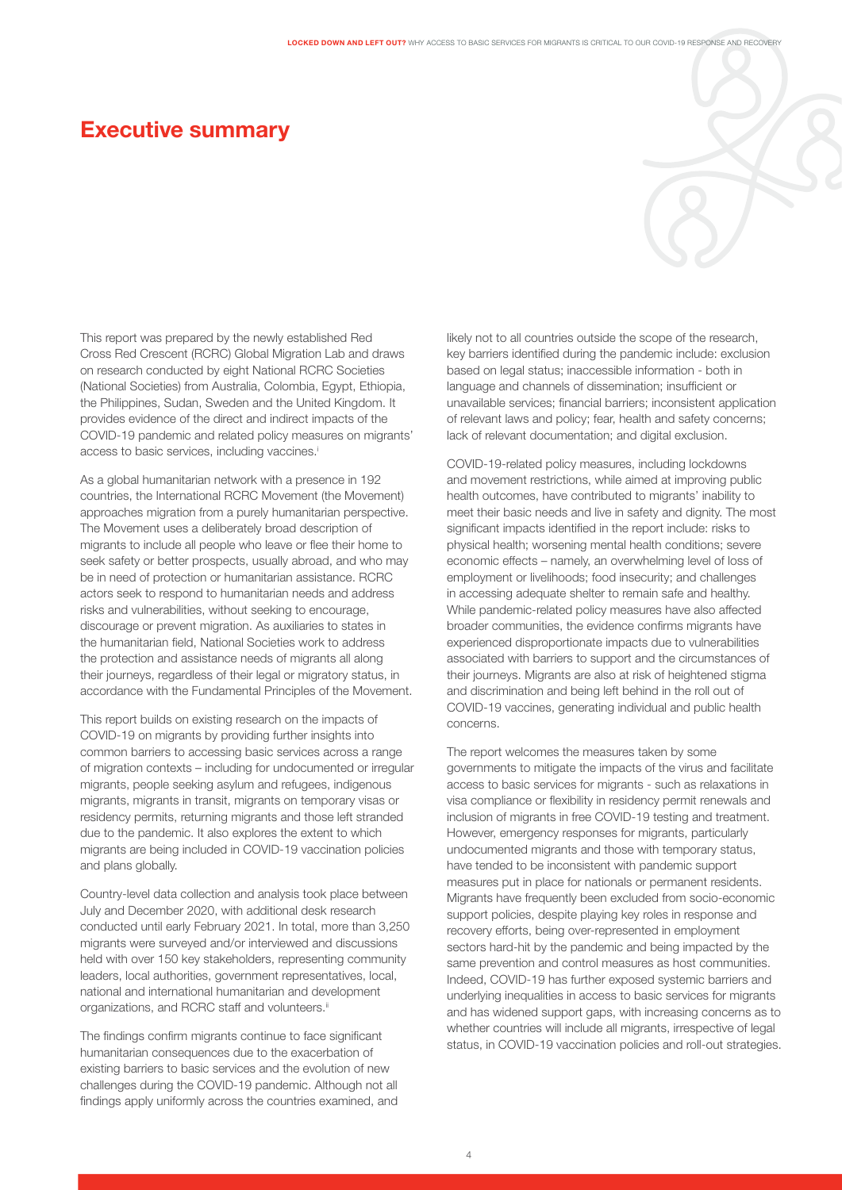# Executive summary

This report was prepared by the newly established Red Cross Red Crescent (RCRC) Global Migration Lab and draws on research conducted by eight National RCRC Societies (National Societies) from Australia, Colombia, Egypt, Ethiopia, the Philippines, Sudan, Sweden and the United Kingdom. It provides evidence of the direct and indirect impacts of the COVID-19 pandemic and related policy measures on migrants' access to basic services, including vaccines.[i]

As a global humanitarian network with a presence in 192 countries, the International RCRC Movement (the Movement) approaches migration from a purely humanitarian perspective. The Movement uses a deliberately broad description of migrants to include all people who leave or flee their home to seek safety or better prospects, usually abroad, and who may be in need of protection or humanitarian assistance. RCRC actors seek to respond to humanitarian needs and address risks and vulnerabilities, without seeking to encourage, discourage or prevent migration. As auxiliaries to states in the humanitarian field, National Societies work to address the protection and assistance needs of migrants all along their journeys, regardless of their legal or migratory status, in accordance with the Fundamental Principles of the Movement.

This report builds on existing research on the impacts of COVID-19 on migrants by providing further insights into common barriers to accessing basic services across a range of migration contexts – including for undocumented or irregular migrants, people seeking asylum and refugees, indigenous migrants, migrants in transit, migrants on temporary visas or residency permits, returning migrants and those left stranded due to the pandemic. It also explores the extent to which migrants are being included in COVID-19 vaccination policies and plans globally.

Country-level data collection and analysis took place between July and December 2020, with additional desk research conducted until early February 2021. In total, more than 3,250 migrants were surveyed and/or interviewed and discussions held with over 150 key stakeholders, representing community leaders, local authorities, government representatives, local, national and international humanitarian and development organizations, and RCRC staff and volunteers.[ii]

The findings confirm migrants continue to face significant humanitarian consequences due to the exacerbation of existing barriers to basic services and the evolution of new challenges during the COVID-19 pandemic. Although not all findings apply uniformly across the countries examined, and likely not to all countries outside the scope of the research, key barriers identified during the pandemic include: exclusion based on legal status; inaccessible information - both in language and channels of dissemination; insufficient or unavailable services; financial barriers; inconsistent application of relevant laws and policy; fear, health and safety concerns; lack of relevant documentation; and digital exclusion.

COVID-19-related policy measures, including lockdowns and movement restrictions, while aimed at improving public health outcomes, have contributed to migrants' inability to meet their basic needs and live in safety and dignity. The most significant impacts identified in the report include: risks to physical health; worsening mental health conditions; severe economic effects – namely, an overwhelming level of loss of employment or livelihoods; food insecurity; and challenges in accessing adequate shelter to remain safe and healthy. While pandemic-related policy measures have also affected broader communities, the evidence confirms migrants have experienced disproportionate impacts due to vulnerabilities associated with barriers to support and the circumstances of their journeys. Migrants are also at risk of heightened stigma and discrimination and being left behind in the roll out of COVID-19 vaccines, generating individual and public health concerns.

The report welcomes the measures taken by some governments to mitigate the impacts of the virus and facilitate access to basic services for migrants - such as relaxations in visa compliance or flexibility in residency permit renewals and inclusion of migrants in free COVID-19 testing and treatment. However, emergency responses for migrants, particularly undocumented migrants and those with temporary status, have tended to be inconsistent with pandemic support measures put in place for nationals or permanent residents. Migrants have frequently been excluded from socio-economic support policies, despite playing key roles in response and recovery efforts, being over-represented in employment sectors hard-hit by the pandemic and being impacted by the same prevention and control measures as host communities. Indeed, COVID-19 has further exposed systemic barriers and underlying inequalities in access to basic services for migrants and has widened support gaps, with increasing concerns as to whether countries will include all migrants, irrespective of legal status, in COVID-19 vaccination policies and roll-out strategies.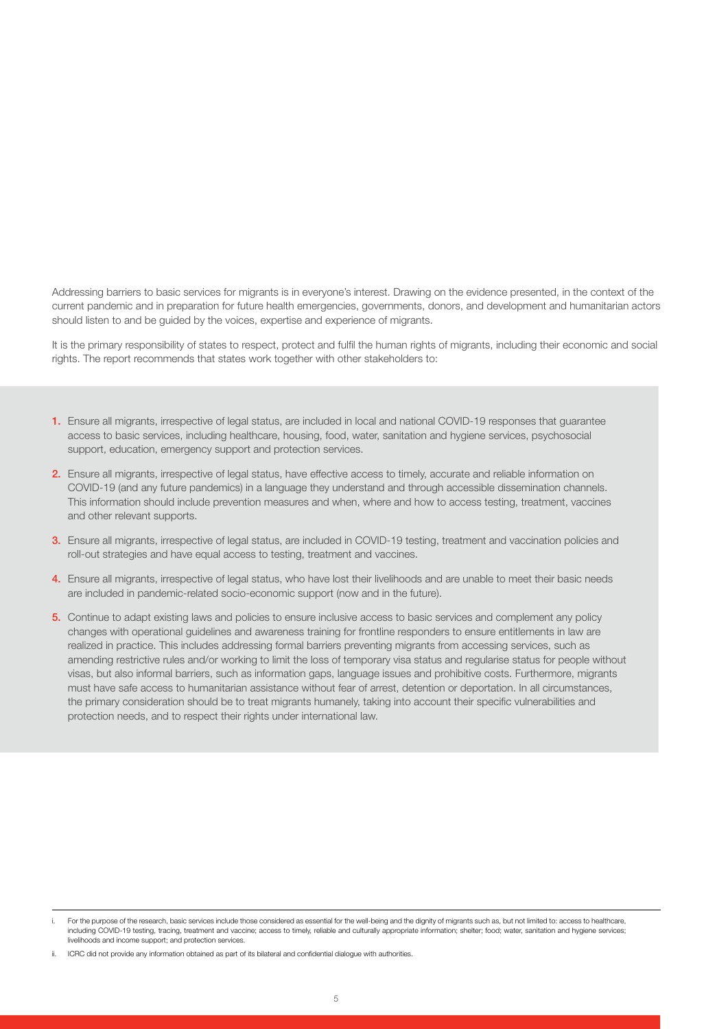Addressing barriers to basic services for migrants is in everyone's interest. Drawing on the evidence presented, in the context of the current pandemic and in preparation for future health emergencies, governments, donors, and development and humanitarian actors should listen to and be guided by the voices, expertise and experience of migrants.

It is the primary responsibility of states to respect, protect and fulfil the human rights of migrants, including their economic and social rights. The report recommends that states work together with other stakeholders to:

1. Ensure all migrants, irrespective of legal status, are included in local and national COVID-19 responses that guarantee access to basic services, including healthcare, housing, food, water, sanitation and hygiene services, psychosocial support, education, emergency support and protection services.
2. Ensure all migrants, irrespective of legal status, have effective access to timely, accurate and reliable information on COVID-19 (and any future pandemics) in a language they understand and through accessible dissemination channels. This information should include prevention measures and when, where and how to access testing, treatment, vaccines and other relevant supports.
3. Ensure all migrants, irrespective of legal status, are included in COVID-19 testing, treatment and vaccination policies and roll-out strategies and have equal access to testing, treatment and vaccines.
4. Ensure all migrants, irrespective of legal status, who have lost their livelihoods and are unable to meet their basic needs are included in pandemic-related socio-economic support (now and in the future).
5. Continue to adapt existing laws and policies to ensure inclusive access to basic services and complement any policy changes with operational guidelines and awareness training for frontline responders to ensure entitlements in law are realized in practice. This includes addressing formal barriers preventing migrants from accessing services, such as amending restrictive rules and/or working to limit the loss of temporary visa status and regularise status for people without visas, but also informal barriers, such as information gaps, language issues and prohibitive costs. Furthermore, migrants must have safe access to humanitarian assistance without fear of arrest, detention or deportation. In all circumstances, the primary consideration should be to treat migrants humanely, taking into account their specific vulnerabilities and protection needs, and to respect their rights under international law.

---

i. For the purpose of the research, basic services include those considered as essential for the well-being and the dignity of migrants such as, but not limited to: access to healthcare, including COVID-19 testing, tracing, treatment and vaccine; access to timely, reliable and culturally appropriate information; shelter; food; water, sanitation and hygiene services; livelihoods and income support; and protection services.

ii. ICRC did not provide any information obtained as part of its bilateral and confidential dialogue with authorities.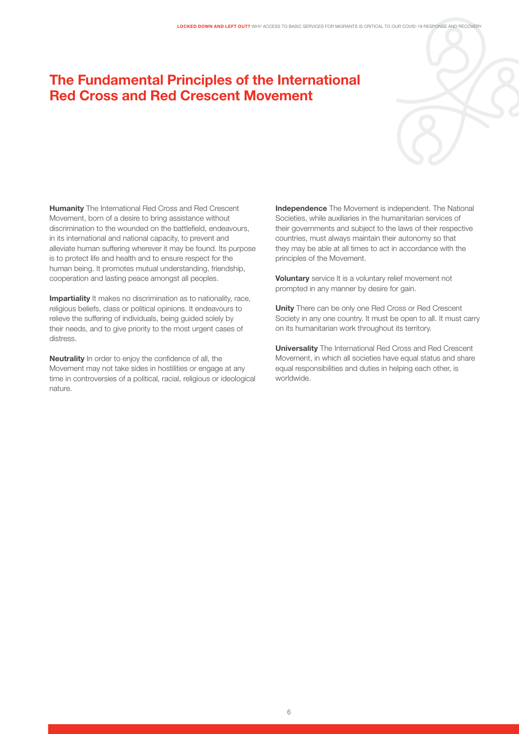# The Fundamental Principles of the International Red Cross and Red Crescent Movement

**Humanity** The International Red Cross and Red Crescent Movement, born of a desire to bring assistance without discrimination to the wounded on the battlefield, endeavours, in its international and national capacity, to prevent and alleviate human suffering wherever it may be found. Its purpose is to protect life and health and to ensure respect for the human being. It promotes mutual understanding, friendship, cooperation and lasting peace amongst all peoples.

**Impartiality** It makes no discrimination as to nationality, race, religious beliefs, class or political opinions. It endeavours to relieve the suffering of individuals, being guided solely by their needs, and to give priority to the most urgent cases of distress.

**Neutrality** In order to enjoy the confidence of all, the Movement may not take sides in hostilities or engage at any time in controversies of a political, racial, religious or ideological nature.

**Independence** The Movement is independent. The National Societies, while auxiliaries in the humanitarian services of their governments and subject to the laws of their respective countries, must always maintain their autonomy so that they may be able at all times to act in accordance with the principles of the Movement.

**Voluntary** service It is a voluntary relief movement not prompted in any manner by desire for gain.

**Unity** There can be only one Red Cross or Red Crescent Society in any one country. It must be open to all. It must carry on its humanitarian work throughout its territory.

**Universality** The International Red Cross and Red Crescent Movement, in which all societies have equal status and share equal responsibilities and duties in helping each other, is worldwide.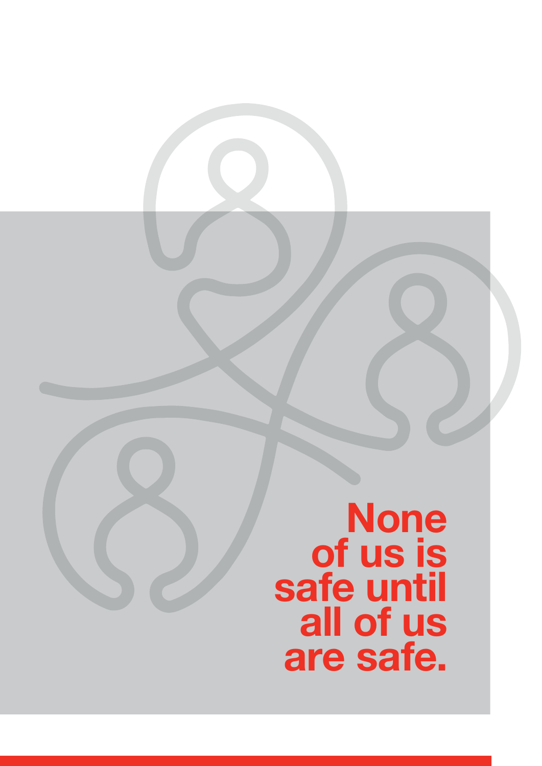**None of us is safe until all of us are safe.**